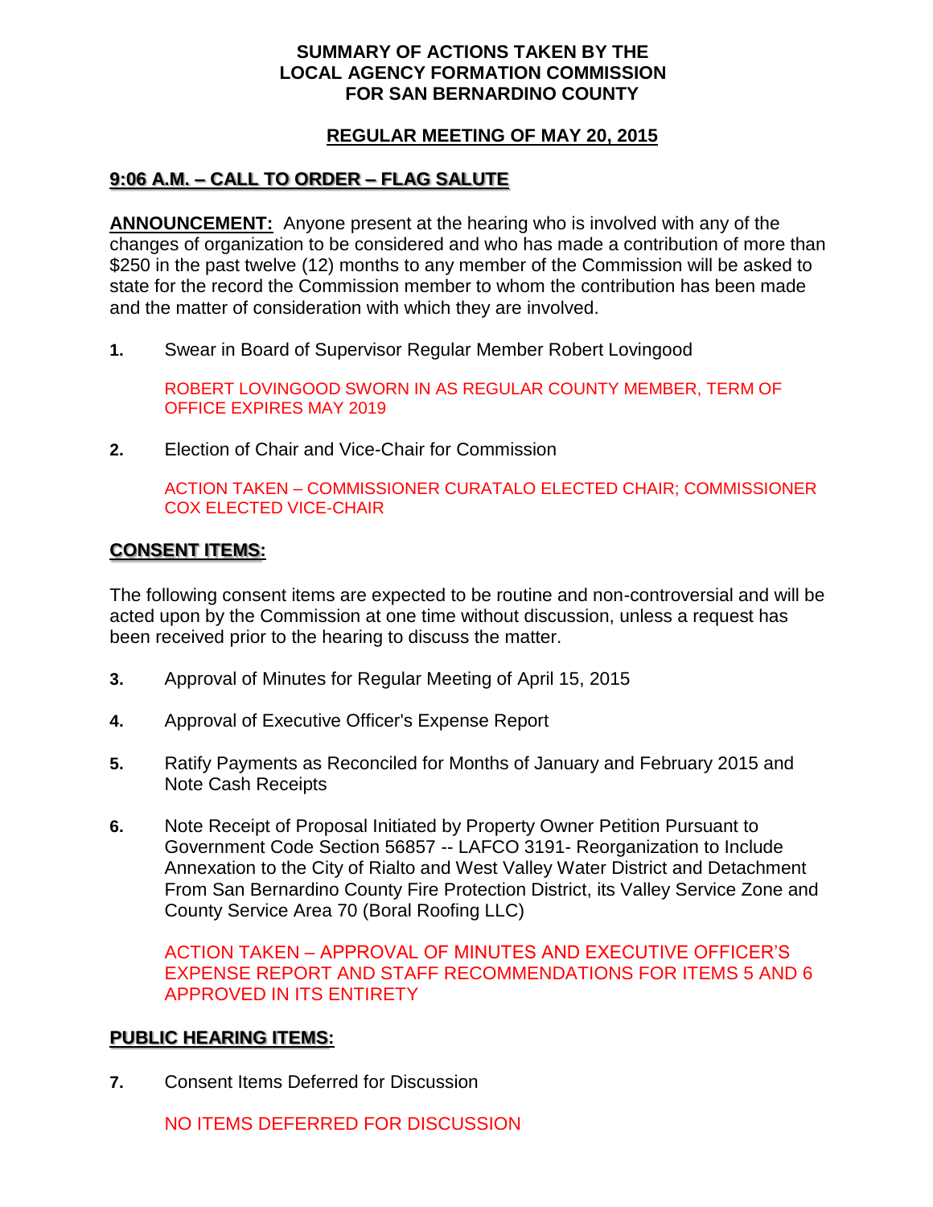# SUMMARY OF ACTIONS TAKEN BY THE LOCAL AGENCY FORMATION COMMISSION FOR SAN BERNARDINO COUNTY

## REGULAR MEETING OF MAY 20, 2015

### 9:06 A.M. – CALL TO ORDER – FLAG SALUTE

**ANNOUNCEMENT:** Anyone present at the hearing who is involved with any of the changes of organization to be considered and who has made a contribution of more than $250 in the past twelve (12) months to any member of the Commission will be asked to state for the record the Commission member to whom the contribution has been made and the matter of consideration with which they are involved.

**1.** Swear in Board of Supervisor Regular Member Robert Lovingood

ROBERT LOVINGOOD SWORN IN AS REGULAR COUNTY MEMBER, TERM OF OFFICE EXPIRES MAY 2019

**2.** Election of Chair and Vice-Chair for Commission

ACTION TAKEN – COMMISSIONER CURATALO ELECTED CHAIR; COMMISSIONER COX ELECTED VICE-CHAIR

### CONSENT ITEMS:

The following consent items are expected to be routine and non-controversial and will be acted upon by the Commission at one time without discussion, unless a request has been received prior to the hearing to discuss the matter.

**3.** Approval of Minutes for Regular Meeting of April 15, 2015

**4.** Approval of Executive Officer's Expense Report

**5.** Ratify Payments as Reconciled for Months of January and February 2015 and Note Cash Receipts

**6.** Note Receipt of Proposal Initiated by Property Owner Petition Pursuant to Government Code Section 56857 -- LAFCO 3191- Reorganization to Include Annexation to the City of Rialto and West Valley Water District and Detachment From San Bernardino County Fire Protection District, its Valley Service Zone and County Service Area 70 (Boral Roofing LLC)

ACTION TAKEN – APPROVAL OF MINUTES AND EXECUTIVE OFFICER'S EXPENSE REPORT AND STAFF RECOMMENDATIONS FOR ITEMS 5 AND 6 APPROVED IN ITS ENTIRETY

### PUBLIC HEARING ITEMS:

**7.** Consent Items Deferred for Discussion

NO ITEMS DEFERRED FOR DISCUSSION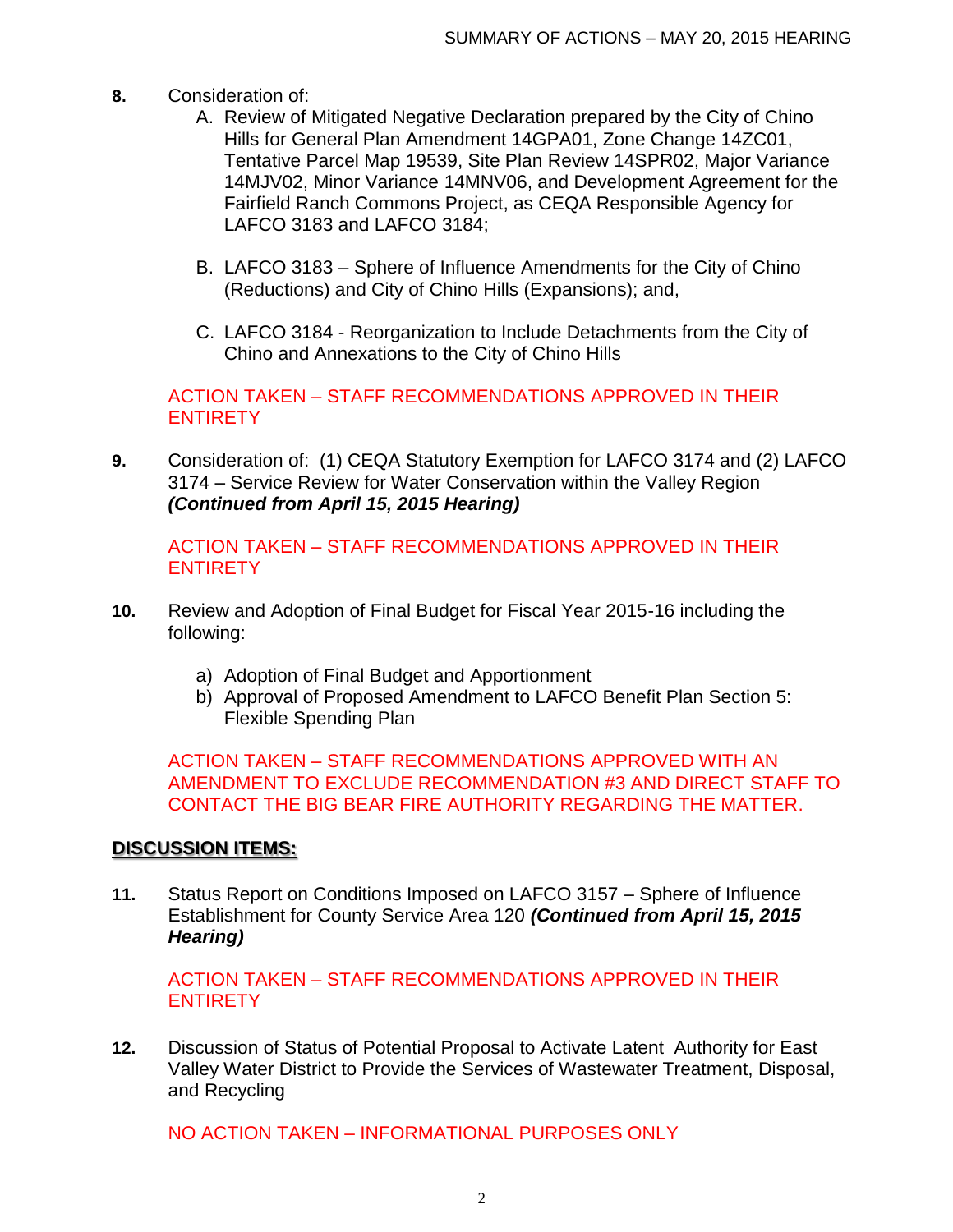**8.** Consideration of:

A. Review of Mitigated Negative Declaration prepared by the City of Chino Hills for General Plan Amendment 14GPA01, Zone Change 14ZC01, Tentative Parcel Map 19539, Site Plan Review 14SPR02, Major Variance 14MJV02, Minor Variance 14MNV06, and Development Agreement for the Fairfield Ranch Commons Project, as CEQA Responsible Agency for LAFCO 3183 and LAFCO 3184;

B. LAFCO 3183 – Sphere of Influence Amendments for the City of Chino (Reductions) and City of Chino Hills (Expansions); and,

C. LAFCO 3184 - Reorganization to Include Detachments from the City of Chino and Annexations to the City of Chino Hills

ACTION TAKEN – STAFF RECOMMENDATIONS APPROVED IN THEIR ENTIRETY

**9.** Consideration of: (1) CEQA Statutory Exemption for LAFCO 3174 and (2) LAFCO 3174 – Service Review for Water Conservation within the Valley Region ***(Continued from April 15, 2015 Hearing)***

ACTION TAKEN – STAFF RECOMMENDATIONS APPROVED IN THEIR ENTIRETY

**10.** Review and Adoption of Final Budget for Fiscal Year 2015-16 including the following:

a) Adoption of Final Budget and Apportionment
b) Approval of Proposed Amendment to LAFCO Benefit Plan Section 5: Flexible Spending Plan

ACTION TAKEN – STAFF RECOMMENDATIONS APPROVED WITH AN AMENDMENT TO EXCLUDE RECOMMENDATION #3 AND DIRECT STAFF TO CONTACT THE BIG BEAR FIRE AUTHORITY REGARDING THE MATTER.

## DISCUSSION ITEMS:

**11.** Status Report on Conditions Imposed on LAFCO 3157 – Sphere of Influence Establishment for County Service Area 120 ***(Continued from April 15, 2015 Hearing)***

ACTION TAKEN – STAFF RECOMMENDATIONS APPROVED IN THEIR ENTIRETY

**12.** Discussion of Status of Potential Proposal to Activate Latent Authority for East Valley Water District to Provide the Services of Wastewater Treatment, Disposal, and Recycling

NO ACTION TAKEN – INFORMATIONAL PURPOSES ONLY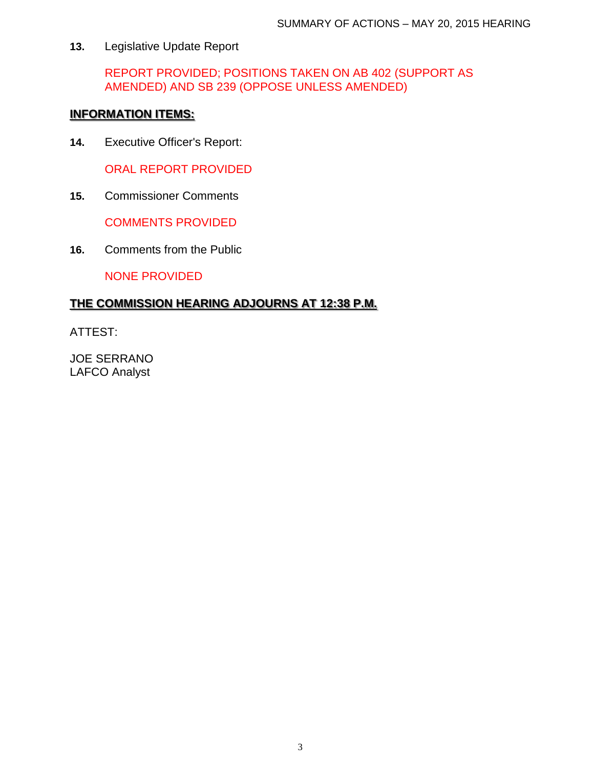**13.** Legislative Update Report

REPORT PROVIDED; POSITIONS TAKEN ON AB 402 (SUPPORT AS AMENDED) AND SB 239 (OPPOSE UNLESS AMENDED)

## INFORMATION ITEMS:

**14.** Executive Officer's Report:

ORAL REPORT PROVIDED

**15.** Commissioner Comments

COMMENTS PROVIDED

**16.** Comments from the Public

NONE PROVIDED

## THE COMMISSION HEARING ADJOURNS AT 12:38 P.M.

ATTEST:

JOE SERRANO
LAFCO Analyst